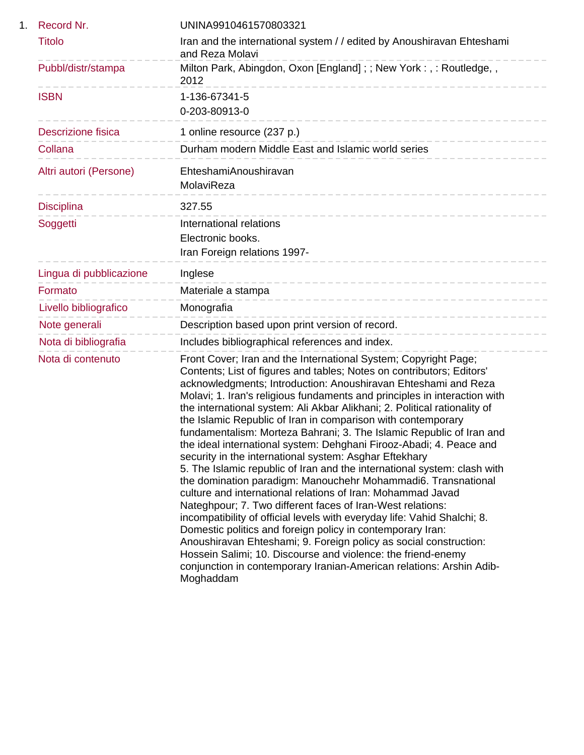1. | | |
---|---|
Record Nr. | UNINA9910461570803321
Titolo | Iran and the international system / / edited by Anoushiravan Ehteshami and Reza Molavi
Pubbl/distr/stampa | Milton Park, Abingdon, Oxon [England] ; ; New York : , : Routledge, , 2012
ISBN | 1-136-67341-5<br>0-203-80913-0
Descrizione fisica | 1 online resource (237 p.)
Collana | Durham modern Middle East and Islamic world series
Altri autori (Persone) | EhteshamiAnoushiravan<br>MolaviReza
Disciplina | 327.55
Soggetti | International relations<br>Electronic books.<br>Iran Foreign relations 1997-
Lingua di pubblicazione | Inglese
Formato | Materiale a stampa
Livello bibliografico | Monografia
Note generali | Description based upon print version of record.
Nota di bibliografia | Includes bibliographical references and index.
Nota di contenuto | Front Cover; Iran and the International System; Copyright Page; Contents; List of figures and tables; Notes on contributors; Editors' acknowledgments; Introduction: Anoushiravan Ehteshami and Reza Molavi; 1. Iran's religious fundaments and principles in interaction with the international system: Ali Akbar Alikhani; 2. Political rationality of the Islamic Republic of Iran in comparison with contemporary fundamentalism: Morteza Bahrani; 3. The Islamic Republic of Iran and the ideal international system: Dehghani Firooz-Abadi; 4. Peace and security in the international system: Asghar Eftekhary<br>5. The Islamic republic of Iran and the international system: clash with the domination paradigm: Manouchehr Mohammadi6. Transnational culture and international relations of Iran: Mohammad Javad Nateghpour; 7. Two different faces of Iran-West relations: incompatibility of official levels with everyday life: Vahid Shalchi; 8. Domestic politics and foreign policy in contemporary Iran: Anoushiravan Ehteshami; 9. Foreign policy as social construction: Hossein Salimi; 10. Discourse and violence: the friend-enemy conjunction in contemporary Iranian-American relations: Arshin Adib-Moghaddam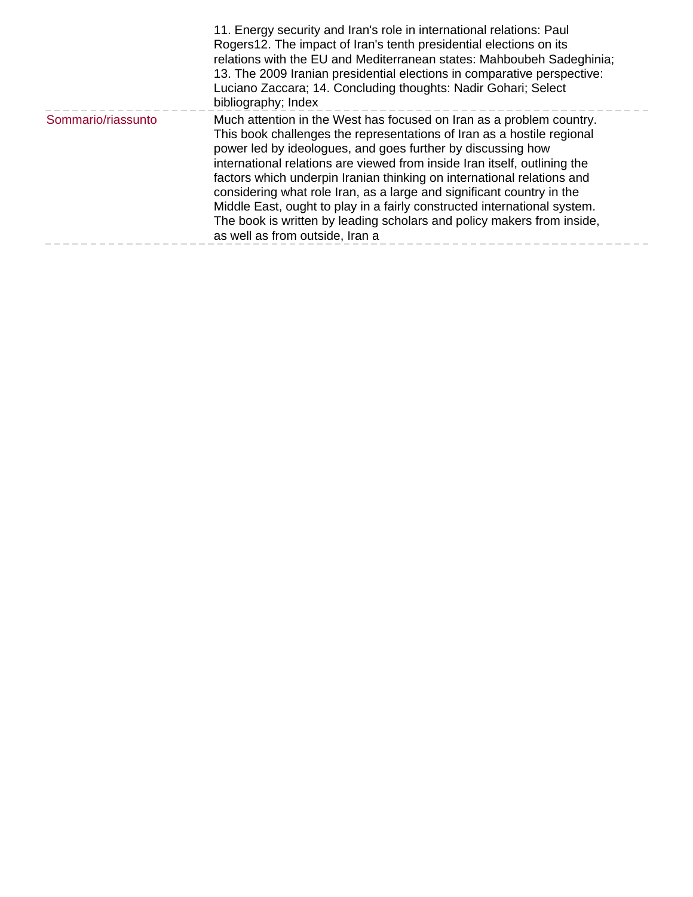|  |  |
| --- | --- |
|  | 11. Energy security and Iran's role in international relations: Paul Rogers12. The impact of Iran's tenth presidential elections on its relations with the EU and Mediterranean states: Mahboubeh Sadeghinia; 13. The 2009 Iranian presidential elections in comparative perspective: Luciano Zaccara; 14. Concluding thoughts: Nadir Gohari; Select bibliography; Index |
| Sommario/riassunto | Much attention in the West has focused on Iran as a problem country. This book challenges the representations of Iran as a hostile regional power led by ideologues, and goes further by discussing how international relations are viewed from inside Iran itself, outlining the factors which underpin Iranian thinking on international relations and considering what role Iran, as a large and significant country in the Middle East, ought to play in a fairly constructed international system. The book is written by leading scholars and policy makers from inside, as well as from outside, Iran a |